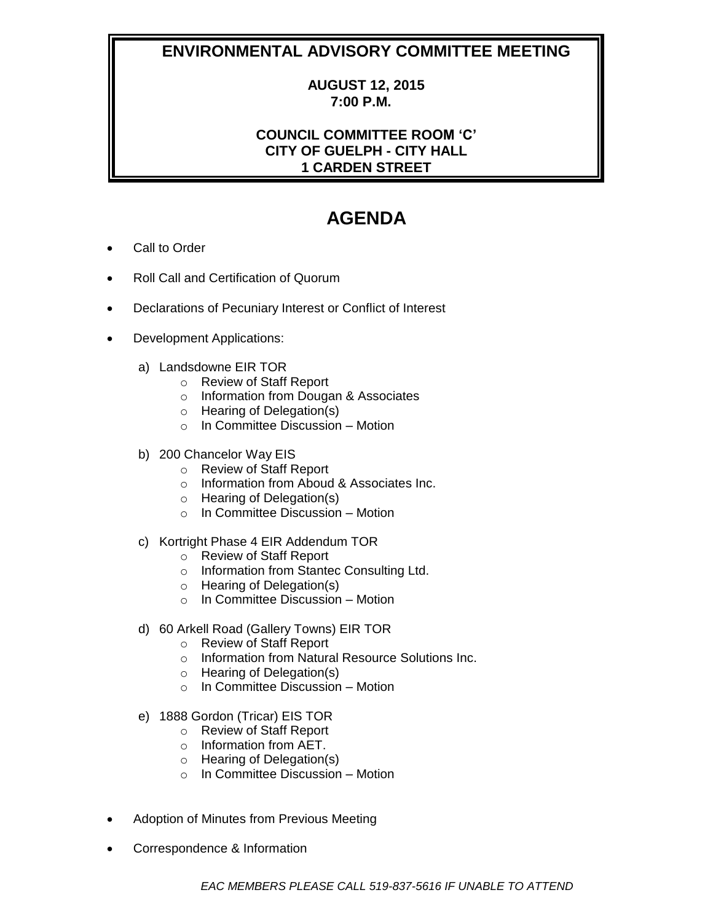# ENVIRONMENTAL ADVISORY COMMITTEE MEETING

**AUGUST 12, 2015**
**7:00 P.M.**

**COUNCIL COMMITTEE ROOM 'C'**
**CITY OF GUELPH - CITY HALL**
**1 CARDEN STREET**

# AGENDA

- Call to Order
- Roll Call and Certification of Quorum
- Declarations of Pecuniary Interest or Conflict of Interest
- Development Applications:

  a) Landsdowne EIR TOR
    - Review of Staff Report
    - Information from Dougan & Associates
    - Hearing of Delegation(s)
    - In Committee Discussion – Motion

  b) 200 Chancelor Way EIS
    - Review of Staff Report
    - Information from Aboud & Associates Inc.
    - Hearing of Delegation(s)
    - In Committee Discussion – Motion

  c) Kortright Phase 4 EIR Addendum TOR
    - Review of Staff Report
    - Information from Stantec Consulting Ltd.
    - Hearing of Delegation(s)
    - In Committee Discussion – Motion

  d) 60 Arkell Road (Gallery Towns) EIR TOR
    - Review of Staff Report
    - Information from Natural Resource Solutions Inc.
    - Hearing of Delegation(s)
    - In Committee Discussion – Motion

  e) 1888 Gordon (Tricar) EIS TOR
    - Review of Staff Report
    - Information from AET.
    - Hearing of Delegation(s)
    - In Committee Discussion – Motion

- Adoption of Minutes from Previous Meeting
- Correspondence & Information

*EAC MEMBERS PLEASE CALL 519-837-5616 IF UNABLE TO ATTEND*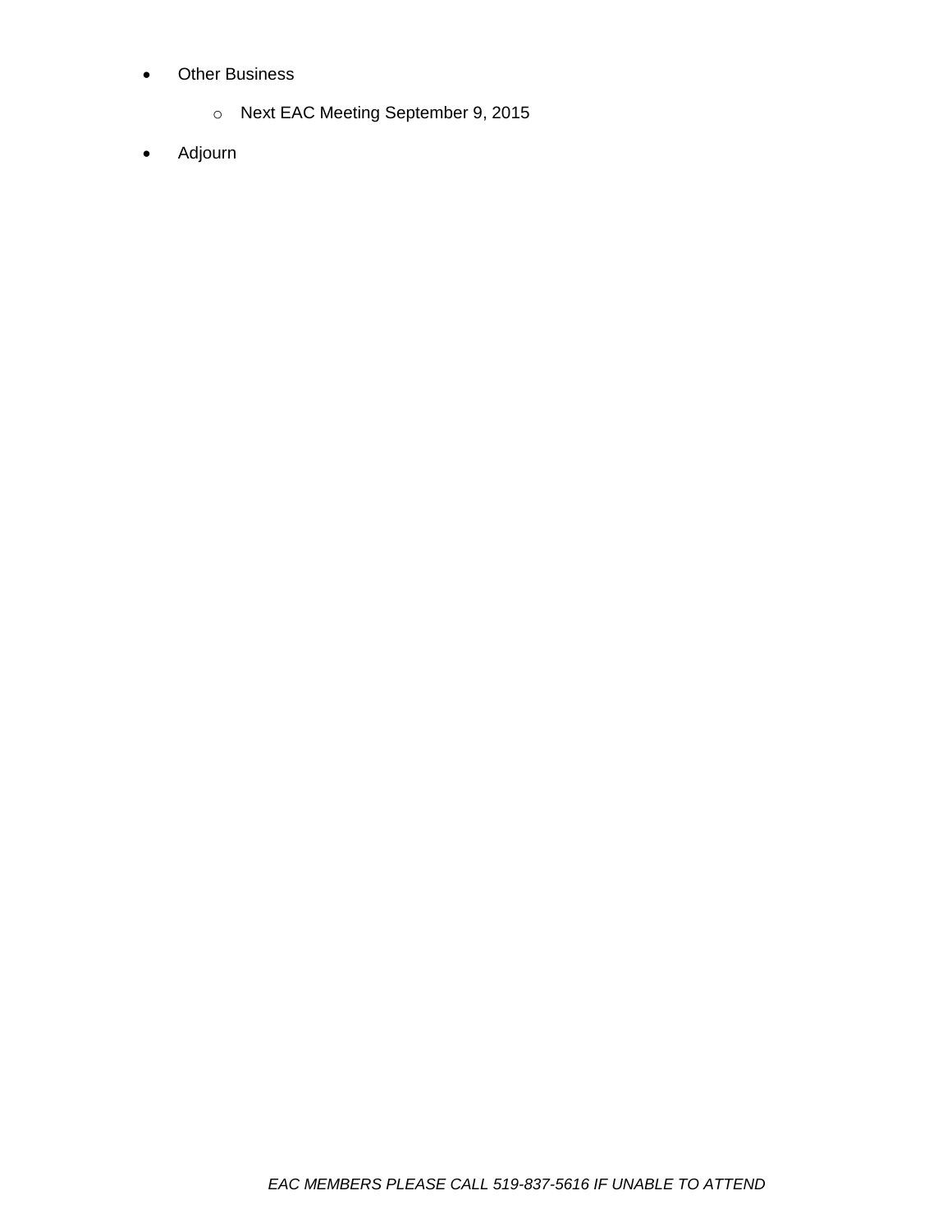- Other Business
    - Next EAC Meeting September 9, 2015
- Adjourn

*EAC MEMBERS PLEASE CALL 519-837-5616 IF UNABLE TO ATTEND*